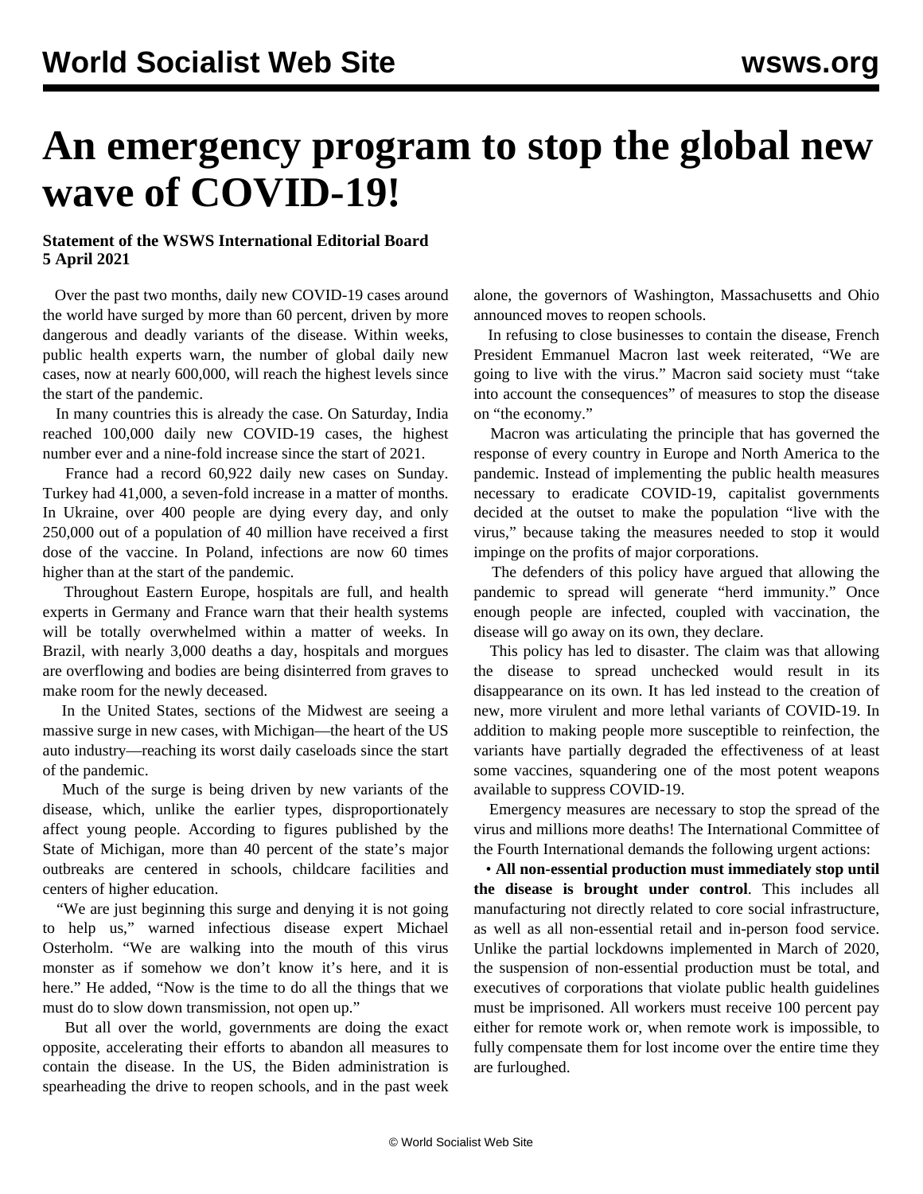# An emergency program to stop the global new wave of COVID-19!

**Statement of the WSWS International Editorial Board**
**5 April 2021**

Over the past two months, daily new COVID-19 cases around the world have surged by more than 60 percent, driven by more dangerous and deadly variants of the disease. Within weeks, public health experts warn, the number of global daily new cases, now at nearly 600,000, will reach the highest levels since the start of the pandemic.

In many countries this is already the case. On Saturday, India reached 100,000 daily new COVID-19 cases, the highest number ever and a nine-fold increase since the start of 2021.

France had a record 60,922 daily new cases on Sunday. Turkey had 41,000, a seven-fold increase in a matter of months. In Ukraine, over 400 people are dying every day, and only 250,000 out of a population of 40 million have received a first dose of the vaccine. In Poland, infections are now 60 times higher than at the start of the pandemic.

Throughout Eastern Europe, hospitals are full, and health experts in Germany and France warn that their health systems will be totally overwhelmed within a matter of weeks. In Brazil, with nearly 3,000 deaths a day, hospitals and morgues are overflowing and bodies are being disinterred from graves to make room for the newly deceased.

In the United States, sections of the Midwest are seeing a massive surge in new cases, with Michigan—the heart of the US auto industry—reaching its worst daily caseloads since the start of the pandemic.

Much of the surge is being driven by new variants of the disease, which, unlike the earlier types, disproportionally affect young people. According to figures published by the State of Michigan, more than 40 percent of the state's major outbreaks are centered in schools, childcare facilities and centers of higher education.

"We are just beginning this surge and denying it is not going to help us," warned infectious disease expert Michael Osterholm. "We are walking into the mouth of this virus monster as if somehow we don't know it's here, and it is here." He added, "Now is the time to do all the things that we must do to slow down transmission, not open up."

But all over the world, governments are doing the exact opposite, accelerating their efforts to abandon all measures to contain the disease. In the US, the Biden administration is spearheading the drive to reopen schools, and in the past week alone, the governors of Washington, Massachusetts and Ohio announced moves to reopen schools.

In refusing to close businesses to contain the disease, French President Emmanuel Macron last week reiterated, "We are going to live with the virus." Macron said society must "take into account the consequences" of measures to stop the disease on "the economy."

Macron was articulating the principle that has governed the response of every country in Europe and North America to the pandemic. Instead of implementing the public health measures necessary to eradicate COVID-19, capitalist governments decided at the outset to make the population "live with the virus," because taking the measures needed to stop it would impinge on the profits of major corporations.

The defenders of this policy have argued that allowing the pandemic to spread will generate "herd immunity." Once enough people are infected, coupled with vaccination, the disease will go away on its own, they declare.

This policy has led to disaster. The claim was that allowing the disease to spread unchecked would result in its disappearance on its own. It has led instead to the creation of new, more virulent and more lethal variants of COVID-19. In addition to making people more susceptible to reinfection, the variants have partially degraded the effectiveness of at least some vaccines, squandering one of the most potent weapons available to suppress COVID-19.

Emergency measures are necessary to stop the spread of the virus and millions more deaths! The International Committee of the Fourth International demands the following urgent actions:

- **All non-essential production must immediately stop until the disease is brought under control**. This includes all manufacturing not directly related to core social infrastructure, as well as all non-essential retail and in-person food service. Unlike the partial lockdowns implemented in March of 2020, the suspension of non-essential production must be total, and executives of corporations that violate public health guidelines must be imprisoned. All workers must receive 100 percent pay either for remote work or, when remote work is impossible, to fully compensate them for lost income over the entire time they are furloughed.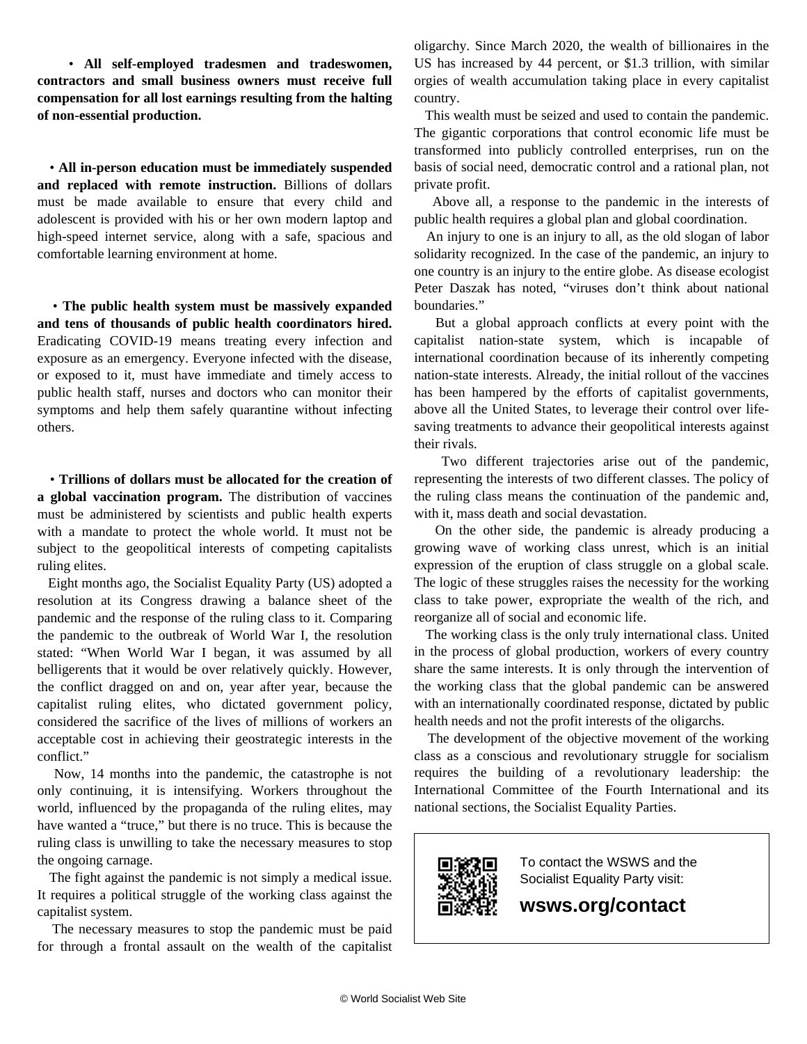• **All self-employed tradesmen and tradeswomen, contractors and small business owners must receive full compensation for all lost earnings resulting from the halting of non-essential production.**

• **All in-person education must be immediately suspended and replaced with remote instruction.** Billions of dollars must be made available to ensure that every child and adolescent is provided with his or her own modern laptop and high-speed internet service, along with a safe, spacious and comfortable learning environment at home.

• **The public health system must be massively expanded and tens of thousands of public health coordinators hired.** Eradicating COVID-19 means treating every infection and exposure as an emergency. Everyone infected with the disease, or exposed to it, must have immediate and timely access to public health staff, nurses and doctors who can monitor their symptoms and help them safely quarantine without infecting others.

• **Trillions of dollars must be allocated for the creation of a global vaccination program.** The distribution of vaccines must be administered by scientists and public health experts with a mandate to protect the whole world. It must not be subject to the geopolitical interests of competing capitalists ruling elites.

Eight months ago, the Socialist Equality Party (US) adopted a resolution at its Congress drawing a balance sheet of the pandemic and the response of the ruling class to it. Comparing the pandemic to the outbreak of World War I, the resolution stated: "When World War I began, it was assumed by all belligerents that it would be over relatively quickly. However, the conflict dragged on and on, year after year, because the capitalist ruling elites, who dictated government policy, considered the sacrifice of the lives of millions of workers an acceptable cost in achieving their geostrategic interests in the conflict."

Now, 14 months into the pandemic, the catastrophe is not only continuing, it is intensifying. Workers throughout the world, influenced by the propaganda of the ruling elites, may have wanted a "truce," but there is no truce. This is because the ruling class is unwilling to take the necessary measures to stop the ongoing carnage.

The fight against the pandemic is not simply a medical issue. It requires a political struggle of the working class against the capitalist system.

The necessary measures to stop the pandemic must be paid for through a frontal assault on the wealth of the capitalist oligarchy. Since March 2020, the wealth of billionaires in the US has increased by 44 percent, or $1.3 trillion, with similar orgies of wealth accumulation taking place in every capitalist country.

This wealth must be seized and used to contain the pandemic. The gigantic corporations that control economic life must be transformed into publicly controlled enterprises, run on the basis of social need, democratic control and a rational plan, not private profit.

Above all, a response to the pandemic in the interests of public health requires a global plan and global coordination.

An injury to one is an injury to all, as the old slogan of labor solidarity recognized. In the case of the pandemic, an injury to one country is an injury to the entire globe. As disease ecologist Peter Daszak has noted, "viruses don't think about national boundaries."

But a global approach conflicts at every point with the capitalist nation-state system, which is incapable of international coordination because of its inherently competing nation-state interests. Already, the initial rollout of the vaccines has been hampered by the efforts of capitalist governments, above all the United States, to leverage their control over life-saving treatments to advance their geopolitical interests against their rivals.

Two different trajectories arise out of the pandemic, representing the interests of two different classes. The policy of the ruling class means the continuation of the pandemic and, with it, mass death and social devastation.

On the other side, the pandemic is already producing a growing wave of working class unrest, which is an initial expression of the eruption of class struggle on a global scale. The logic of these struggles raises the necessity for the working class to take power, expropriate the wealth of the rich, and reorganize all of social and economic life.

The working class is the only truly international class. United in the process of global production, workers of every country share the same interests. It is only through the intervention of the working class that the global pandemic can be answered with an internationally coordinated response, dictated by public health needs and not the profit interests of the oligarchs.

The development of the objective movement of the working class as a conscious and revolutionary struggle for socialism requires the building of a revolutionary leadership: the International Committee of the Fourth International and its national sections, the Socialist Equality Parties.

To contact the WSWS and the Socialist Equality Party visit:

**wsws.org/contact**